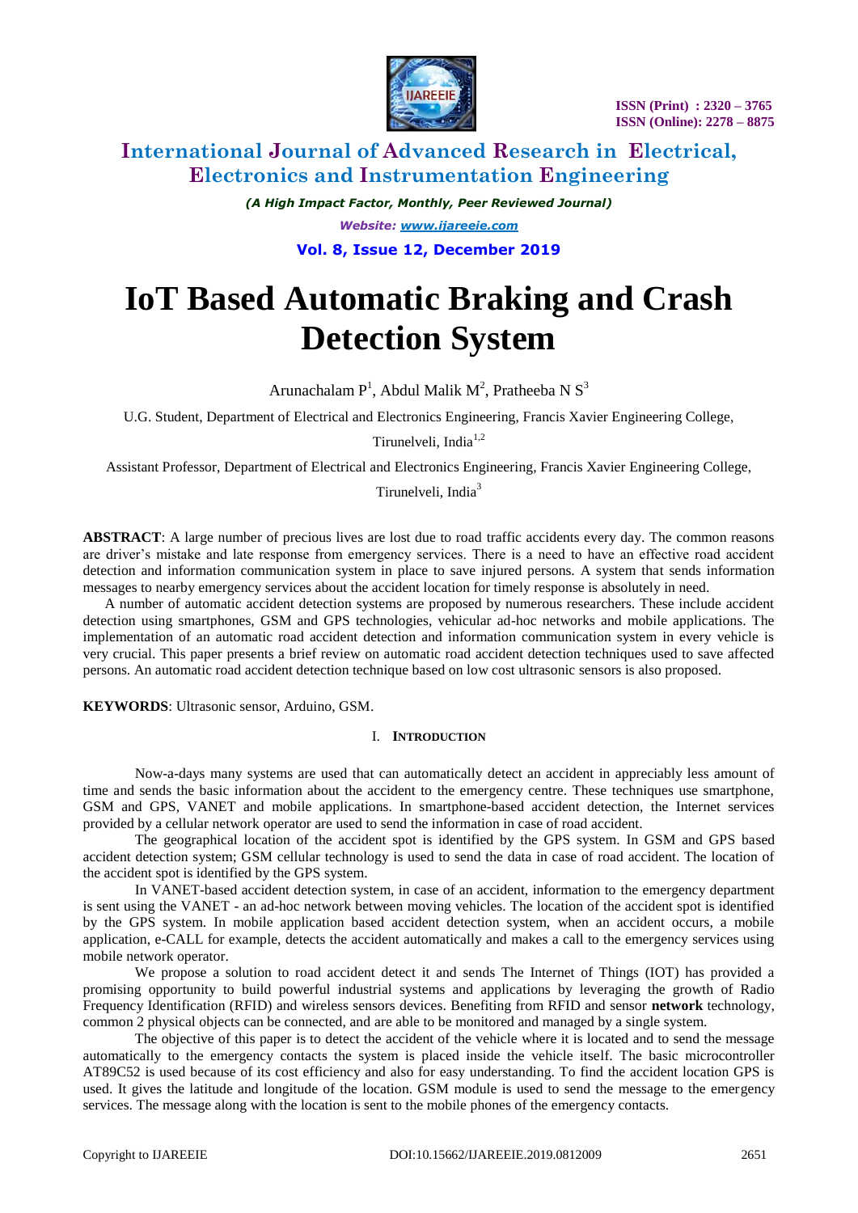# IoT Based Automatic Braking and Crash Detection System

Arunachalam P[1], Abdul Malik M[2], Pratheeba N S[3]

U.G. Student, Department of Electrical and Electronics Engineering, Francis Xavier Engineering College, Tirunelveli, India[1,2]

Assistant Professor, Department of Electrical and Electronics Engineering, Francis Xavier Engineering College, Tirunelveli, India[3]

**ABSTRACT**: A large number of precious lives are lost due to road traffic accidents every day. The common reasons are driver's mistake and late response from emergency services. There is a need to have an effective road accident detection and information communication system in place to save injured persons. A system that sends information messages to nearby emergency services about the accident location for timely response is absolutely in need.

A number of automatic accident detection systems are proposed by numerous researchers. These include accident detection using smartphones, GSM and GPS technologies, vehicular ad-hoc networks and mobile applications. The implementation of an automatic road accident detection and information communication system in every vehicle is very crucial. This paper presents a brief review on automatic road accident detection techniques used to save affected persons. An automatic road accident detection technique based on low cost ultrasonic sensors is also proposed.

**KEYWORDS**: Ultrasonic sensor, Arduino, GSM.

## I. INTRODUCTION

Now-a-days many systems are used that can automatically detect an accident in appreciably less amount of time and sends the basic information about the accident to the emergency centre. These techniques use smartphone, GSM and GPS, VANET and mobile applications. In smartphone-based accident detection, the Internet services provided by a cellular network operator are used to send the information in case of road accident.

The geographical location of the accident spot is identified by the GPS system. In GSM and GPS based accident detection system; GSM cellular technology is used to send the data in case of road accident. The location of the accident spot is identified by the GPS system.

In VANET-based accident detection system, in case of an accident, information to the emergency department is sent using the VANET - an ad-hoc network between moving vehicles. The location of the accident spot is identified by the GPS system. In mobile application based accident detection system, when an accident occurs, a mobile application, e-CALL for example, detects the accident automatically and makes a call to the emergency services using mobile network operator.

We propose a solution to road accident detect it and sends The Internet of Things (IOT) has provided a promising opportunity to build powerful industrial systems and applications by leveraging the growth of Radio Frequency Identification (RFID) and wireless sensors devices. Benefiting from RFID and sensor **network** technology, common 2 physical objects can be connected, and are able to be monitored and managed by a single system.

The objective of this paper is to detect the accident of the vehicle where it is located and to send the message automatically to the emergency contacts the system is placed inside the vehicle itself. The basic microcontroller AT89C52 is used because of its cost efficiency and also for easy understanding. To find the accident location GPS is used. It gives the latitude and longitude of the location. GSM module is used to send the message to the emergency services. The message along with the location is sent to the mobile phones of the emergency contacts.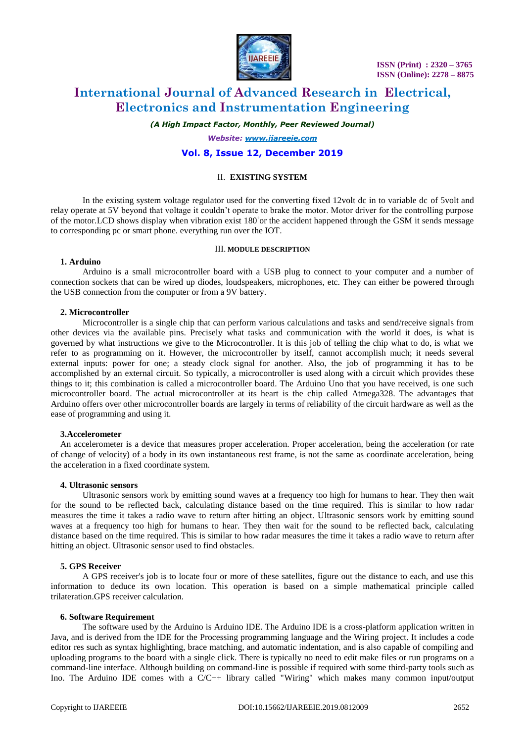## II. EXISTING SYSTEM

In the existing system voltage regulator used for the converting fixed 12volt dc in to variable dc of 5volt and relay operate at 5V beyond that voltage it couldn't operate to brake the motor. Motor driver for the controlling purpose of the motor.LCD shows display when vibration exist 180˚or the accident happened through the GSM it sends message to corresponding pc or smart phone. everything run over the IOT.

## III. MODULE DESCRIPTION

### 1. Arduino

Arduino is a small microcontroller board with a USB plug to connect to your computer and a number of connection sockets that can be wired up diodes, loudspeakers, microphones, etc. They can either be powered through the USB connection from the computer or from a 9V battery.

### 2. Microcontroller

Microcontroller is a single chip that can perform various calculations and tasks and send/receive signals from other devices via the available pins. Precisely what tasks and communication with the world it does, is what is governed by what instructions we give to the Microcontroller. It is this job of telling the chip what to do, is what we refer to as programming on it. However, the microcontroller by itself, cannot accomplish much; it needs several external inputs: power for one; a steady clock signal for another. Also, the job of programming it has to be accomplished by an external circuit. So typically, a microcontroller is used along with a circuit which provides these things to it; this combination is called a microcontroller board. The Arduino Uno that you have received, is one such microcontroller board. The actual microcontroller at its heart is the chip called Atmega328. The advantages that Arduino offers over other microcontroller boards are largely in terms of reliability of the circuit hardware as well as the ease of programming and using it.

### 3.Accelerometer

An accelerometer is a device that measures proper acceleration. Proper acceleration, being the acceleration (or rate of change of velocity) of a body in its own instantaneous rest frame, is not the same as coordinate acceleration, being the acceleration in a fixed coordinate system.

### 4. Ultrasonic sensors

Ultrasonic sensors work by emitting sound waves at a frequency too high for humans to hear. They then wait for the sound to be reflected back, calculating distance based on the time required. This is similar to how radar measures the time it takes a radio wave to return after hitting an object. Ultrasonic sensors work by emitting sound waves at a frequency too high for humans to hear. They then wait for the sound to be reflected back, calculating distance based on the time required. This is similar to how radar measures the time it takes a radio wave to return after hitting an object. Ultrasonic sensor used to find obstacles.

### 5. GPS Receiver

A GPS receiver's job is to locate four or more of these satellites, figure out the distance to each, and use this information to deduce its own location. This operation is based on a simple mathematical principle called trilateration.GPS receiver calculation.

### 6. Software Requirement

The software used by the Arduino is Arduino IDE. The Arduino IDE is a cross-platform application written in Java, and is derived from the IDE for the Processing programming language and the Wiring project. It includes a code editor res such as syntax highlighting, brace matching, and automatic indentation, and is also capable of compiling and uploading programs to the board with a single click. There is typically no need to edit make files or run programs on a command-line interface. Although building on command-line is possible if required with some third-party tools such as Ino. The Arduino IDE comes with a C/C++ library called "Wiring" which makes many common input/output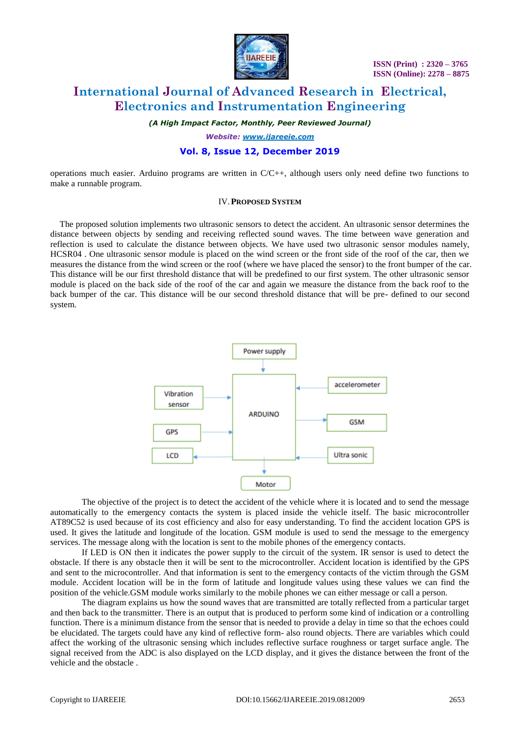operations much easier. Arduino programs are written in C/C++, although users only need define two functions to make a runnable program.

## IV. PROPOSED SYSTEM

The proposed solution implements two ultrasonic sensors to detect the accident. An ultrasonic sensor determines the distance between objects by sending and receiving reflected sound waves. The time between wave generation and reflection is used to calculate the distance between objects. We have used two ultrasonic sensor modules namely, HCSR04 . One ultrasonic sensor module is placed on the wind screen or the front side of the roof of the car, then we measures the distance from the wind screen or the roof (where we have placed the sensor) to the front bumper of the car. This distance will be our first threshold distance that will be predefined to our first system. The other ultrasonic sensor module is placed on the back side of the roof of the car and again we measure the distance from the back roof to the back bumper of the car. This distance will be our second threshold distance that will be pre- defined to our second system.

Power supply

Vibration sensor

GPS

LCD

ARDUINO

accelerometer

GSM

Ultra sonic

Motor

The objective of the project is to detect the accident of the vehicle where it is located and to send the message automatically to the emergency contacts the system is placed inside the vehicle itself. The basic microcontroller AT89C52 is used because of its cost efficiency and also for easy understanding. To find the accident location GPS is used. It gives the latitude and longitude of the location. GSM module is used to send the message to the emergency services. The message along with the location is sent to the mobile phones of the emergency contacts.

If LED is ON then it indicates the power supply to the circuit of the system. IR sensor is used to detect the obstacle. If there is any obstacle then it will be sent to the microcontroller. Accident location is identified by the GPS and sent to the microcontroller. And that information is sent to the emergency contacts of the victim through the GSM module. Accident location will be in the form of latitude and longitude values using these values we can find the position of the vehicle.GSM module works similarly to the mobile phones we can either message or call a person.

The diagram explains us how the sound waves that are transmitted are totally reflected from a particular target and then back to the transmitter. There is an output that is produced to perform some kind of indication or a controlling function. There is a minimum distance from the sensor that is needed to provide a delay in time so that the echoes could be elucidated. The targets could have any kind of reflective form- also round objects. There are variables which could affect the working of the ultrasonic sensing which includes reflective surface roughness or target surface angle. The signal received from the ADC is also displayed on the LCD display, and it gives the distance between the front of the vehicle and the obstacle .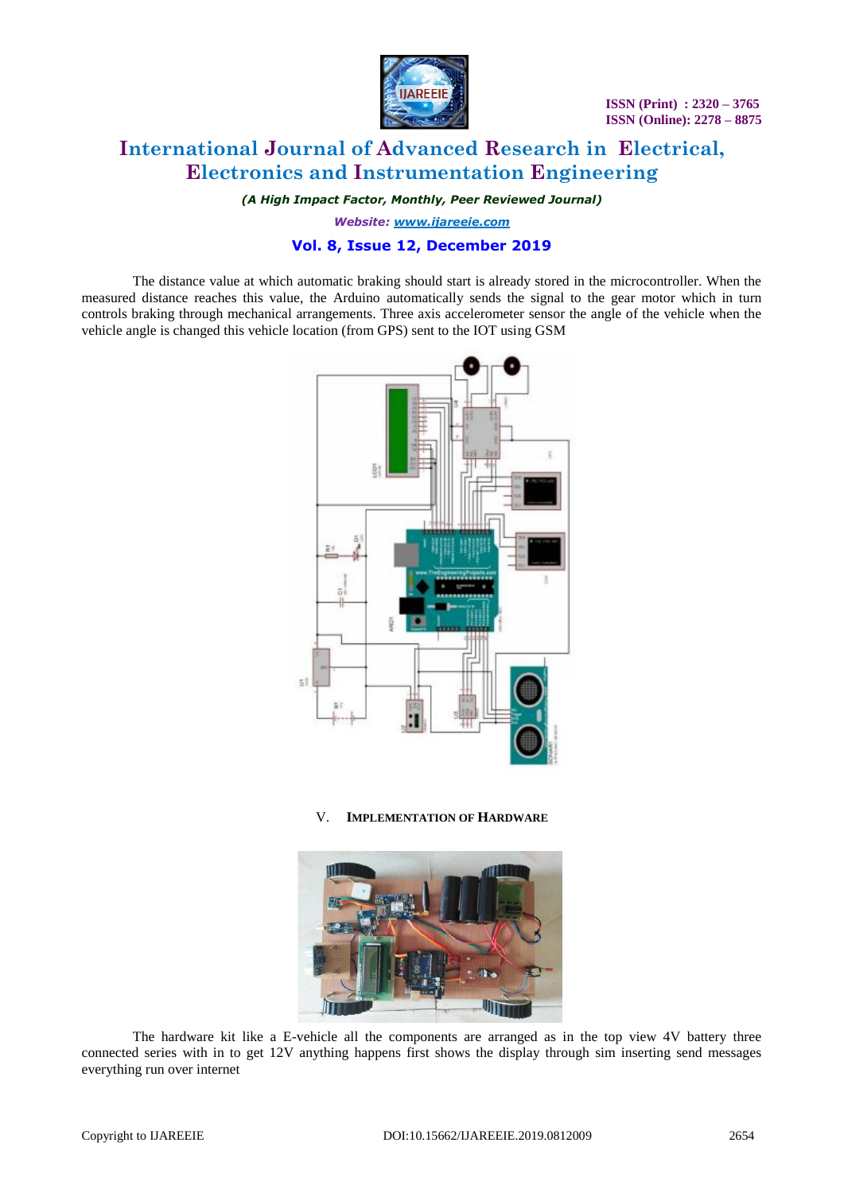The distance value at which automatic braking should start is already stored in the microcontroller. When the measured distance reaches this value, the Arduino automatically sends the signal to the gear motor which in turn controls braking through mechanical arrangements. Three axis accelerometer sensor the angle of the vehicle when the vehicle angle is changed this vehicle location (from GPS) sent to the IOT using GSM

## V. IMPLEMENTATION OF HARDWARE

The hardware kit like a E-vehicle all the components are arranged as in the top view 4V battery three connected series with in to get 12V anything happens first shows the display through sim inserting send messages everything run over internet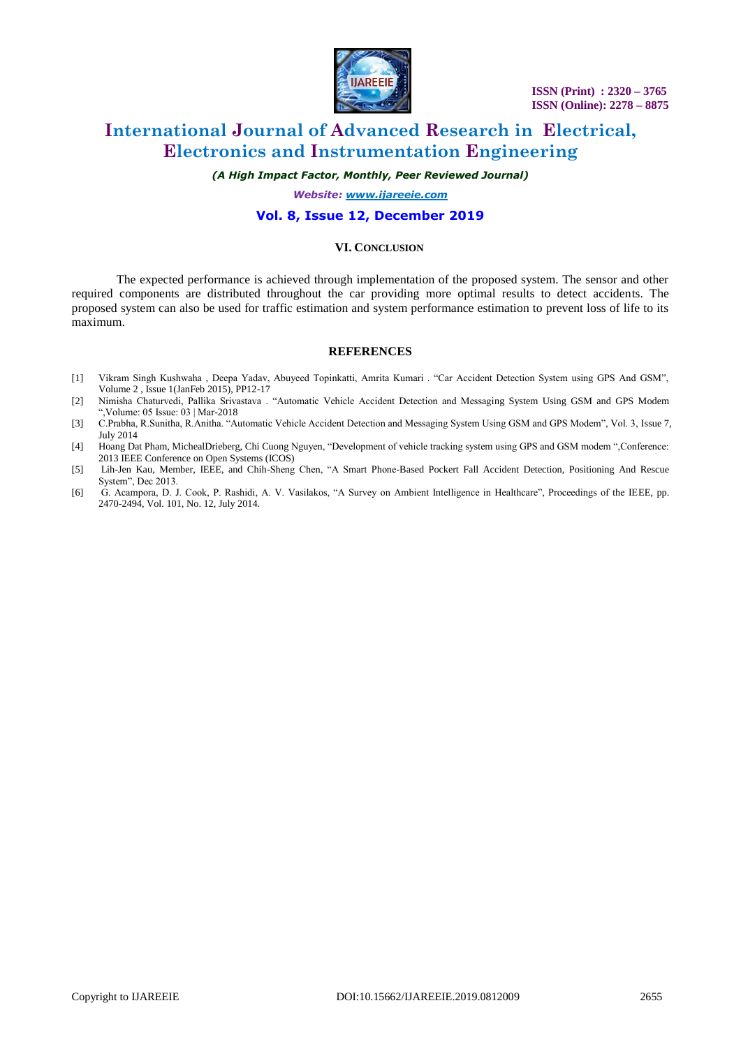## VI. CONCLUSION

The expected performance is achieved through implementation of the proposed system. The sensor and other required components are distributed throughout the car providing more optimal results to detect accidents. The proposed system can also be used for traffic estimation and system performance estimation to prevent loss of life to its maximum.

## REFERENCES

[1] Vikram Singh Kushwaha , Deepa Yadav, Abuyeed Topinkatti, Amrita Kumari . "Car Accident Detection System using GPS And GSM", Volume 2 , Issue 1(JanFeb 2015), PP12-17

[2] Nimisha Chaturvedi, Pallika Srivastava . "Automatic Vehicle Accident Detection and Messaging System Using GSM and GPS Modem ",Volume: 05 Issue: 03 | Mar-2018

[3] C.Prabha, R.Sunitha, R.Anitha. "Automatic Vehicle Accident Detection and Messaging System Using GSM and GPS Modem", Vol. 3, Issue 7, July 2014

[4] Hoang Dat Pham, MichealDrieberg, Chi Cuong Nguyen, "Development of vehicle tracking system using GPS and GSM modem ",Conference: 2013 IEEE Conference on Open Systems (ICOS)

[5] Lih-Jen Kau, Member, IEEE, and Chih-Sheng Chen, "A Smart Phone-Based Pockert Fall Accident Detection, Positioning And Rescue System", Dec 2013.

[6] G. Acampora, D. J. Cook, P. Rashidi, A. V. Vasilakos, "A Survey on Ambient Intelligence in Healthcare", Proceedings of the IEEE, pp. 2470-2494, Vol. 101, No. 12, July 2014.